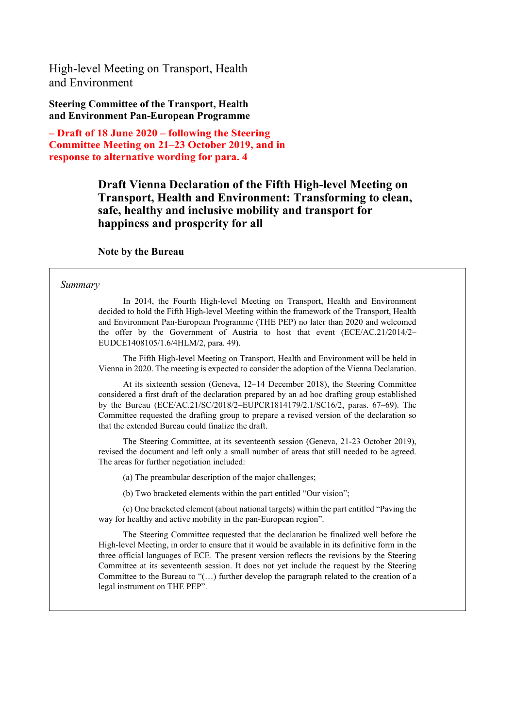High-level Meeting on Transport, Health and Environment

**Steering Committee of the Transport, Health and Environment Pan-European Programme**

**– Draft of 18 June 2020 – following the Steering Committee Meeting on 21–23 October 2019, and in response to alternative wording for para. 4**

# Draft Vienna Declaration of the Fifth High-level Meeting on Transport, Health and Environment: Transforming to clean, safe, healthy and inclusive mobility and transport for happiness and prosperity for all

**Note by the Bureau**

*Summary*

In 2014, the Fourth High-level Meeting on Transport, Health and Environment decided to hold the Fifth High-level Meeting within the framework of the Transport, Health and Environment Pan-European Programme (THE PEP) no later than 2020 and welcomed the offer by the Government of Austria to host that event (ECE/AC.21/2014/2–EUDCE1408105/1.6/4HLM/2, para. 49).

The Fifth High-level Meeting on Transport, Health and Environment will be held in Vienna in 2020. The meeting is expected to consider the adoption of the Vienna Declaration.

At its sixteenth session (Geneva, 12–14 December 2018), the Steering Committee considered a first draft of the declaration prepared by an ad hoc drafting group established by the Bureau (ECE/AC.21/SC/2018/2–EUPCR1814179/2.1/SC16/2, paras. 67–69). The Committee requested the drafting group to prepare a revised version of the declaration so that the extended Bureau could finalize the draft.

The Steering Committee, at its seventeenth session (Geneva, 21-23 October 2019), revised the document and left only a small number of areas that still needed to be agreed. The areas for further negotiation included:

(a) The preambular description of the major challenges;

(b) Two bracketed elements within the part entitled “Our vision”;

(c) One bracketed element (about national targets) within the part entitled “Paving the way for healthy and active mobility in the pan-European region”.

The Steering Committee requested that the declaration be finalized well before the High-level Meeting, in order to ensure that it would be available in its definitive form in the three official languages of ECE. The present version reflects the revisions by the Steering Committee at its seventeenth session. It does not yet include the request by the Steering Committee to the Bureau to “(…) further develop the paragraph related to the creation of a legal instrument on THE PEP”.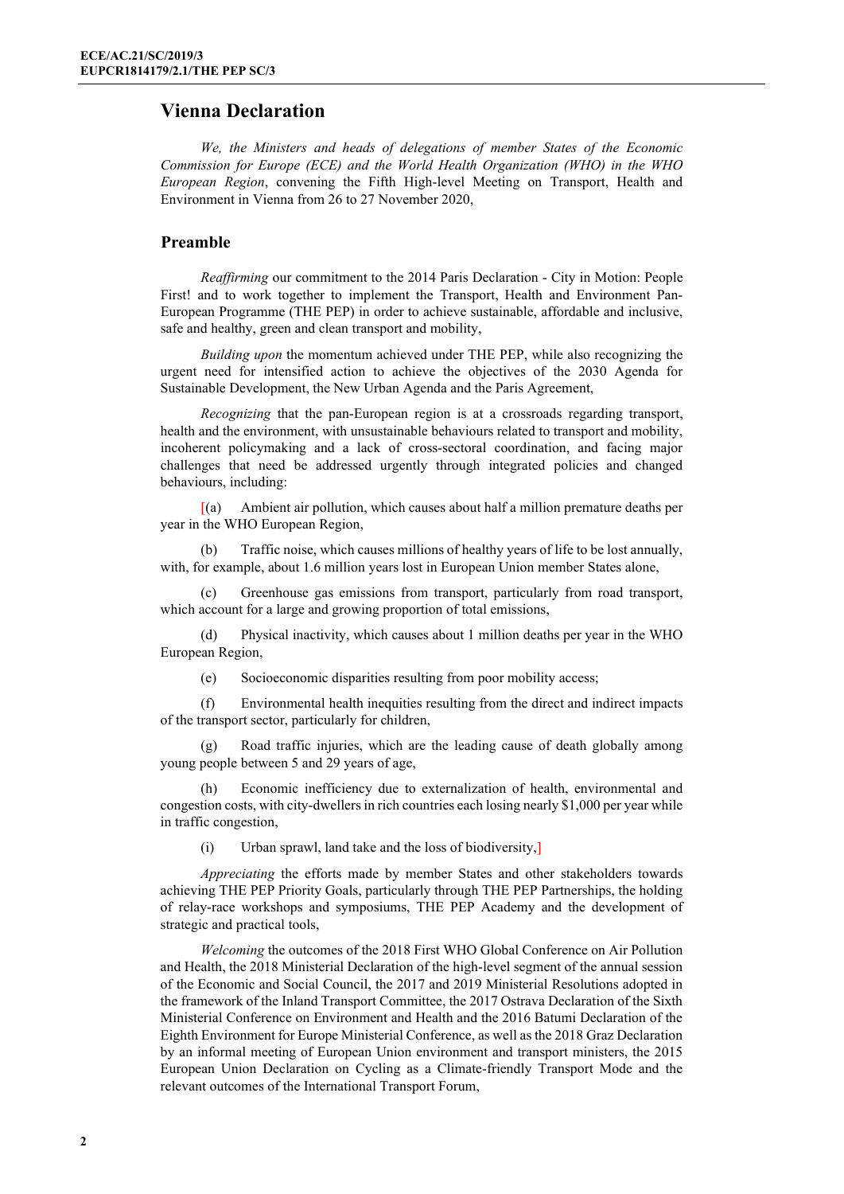# Vienna Declaration

*We, the Ministers and heads of delegations of member States of the Economic Commission for Europe (ECE) and the World Health Organization (WHO) in the WHO European Region*, convening the Fifth High-level Meeting on Transport, Health and Environment in Vienna from 26 to 27 November 2020,

## Preamble

*Reaffirming* our commitment to the 2014 Paris Declaration - City in Motion: People First! and to work together to implement the Transport, Health and Environment Pan-European Programme (THE PEP) in order to achieve sustainable, affordable and inclusive, safe and healthy, green and clean transport and mobility,

*Building upon* the momentum achieved under THE PEP, while also recognizing the urgent need for intensified action to achieve the objectives of the 2030 Agenda for Sustainable Development, the New Urban Agenda and the Paris Agreement,

*Recognizing* that the pan-European region is at a crossroads regarding transport, health and the environment, with unsustainable behaviours related to transport and mobility, incoherent policymaking and a lack of cross-sectoral coordination, and facing major challenges that need be addressed urgently through integrated policies and changed behaviours, including:

[(a) Ambient air pollution, which causes about half a million premature deaths per year in the WHO European Region,

(b) Traffic noise, which causes millions of healthy years of life to be lost annually, with, for example, about 1.6 million years lost in European Union member States alone,

(c) Greenhouse gas emissions from transport, particularly from road transport, which account for a large and growing proportion of total emissions,

(d) Physical inactivity, which causes about 1 million deaths per year in the WHO European Region,

(e) Socioeconomic disparities resulting from poor mobility access;

(f) Environmental health inequities resulting from the direct and indirect impacts of the transport sector, particularly for children,

(g) Road traffic injuries, which are the leading cause of death globally among young people between 5 and 29 years of age,

(h) Economic inefficiency due to externalization of health, environmental and congestion costs, with city-dwellers in rich countries each losing nearly $1,000 per year while in traffic congestion,

(i) Urban sprawl, land take and the loss of biodiversity,]

*Appreciating* the efforts made by member States and other stakeholders towards achieving THE PEP Priority Goals, particularly through THE PEP Partnerships, the holding of relay-race workshops and symposiums, THE PEP Academy and the development of strategic and practical tools,

*Welcoming* the outcomes of the 2018 First WHO Global Conference on Air Pollution and Health, the 2018 Ministerial Declaration of the high-level segment of the annual session of the Economic and Social Council, the 2017 and 2019 Ministerial Resolutions adopted in the framework of the Inland Transport Committee, the 2017 Ostrava Declaration of the Sixth Ministerial Conference on Environment and Health and the 2016 Batumi Declaration of the Eighth Environment for Europe Ministerial Conference, as well as the 2018 Graz Declaration by an informal meeting of European Union environment and transport ministers, the 2015 European Union Declaration on Cycling as a Climate-friendly Transport Mode and the relevant outcomes of the International Transport Forum,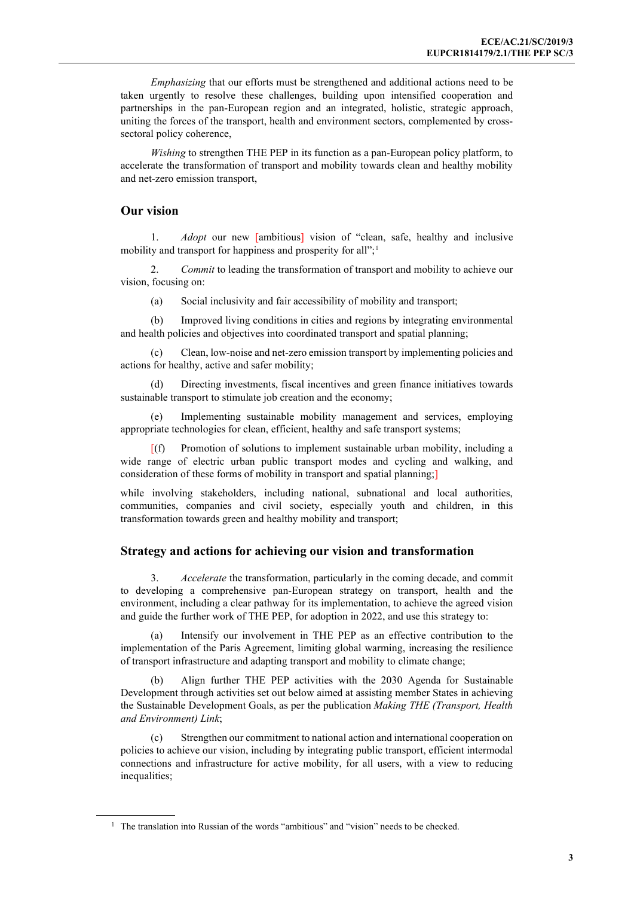*Emphasizing* that our efforts must be strengthened and additional actions need to be taken urgently to resolve these challenges, building upon intensified cooperation and partnerships in the pan-European region and an integrated, holistic, strategic approach, uniting the forces of the transport, health and environment sectors, complemented by cross-sectoral policy coherence,

*Wishing* to strengthen THE PEP in its function as a pan-European policy platform, to accelerate the transformation of transport and mobility towards clean and healthy mobility and net-zero emission transport,

## Our vision

1. *Adopt* our new [ambitious] vision of "clean, safe, healthy and inclusive mobility and transport for happiness and prosperity for all";[1]

2. *Commit* to leading the transformation of transport and mobility to achieve our vision, focusing on:

(a) Social inclusivity and fair accessibility of mobility and transport;

(b) Improved living conditions in cities and regions by integrating environmental and health policies and objectives into coordinated transport and spatial planning;

(c) Clean, low-noise and net-zero emission transport by implementing policies and actions for healthy, active and safer mobility;

(d) Directing investments, fiscal incentives and green finance initiatives towards sustainable transport to stimulate job creation and the economy;

(e) Implementing sustainable mobility management and services, employing appropriate technologies for clean, efficient, healthy and safe transport systems;

[(f) Promotion of solutions to implement sustainable urban mobility, including a wide range of electric urban public transport modes and cycling and walking, and consideration of these forms of mobility in transport and spatial planning;]

while involving stakeholders, including national, subnational and local authorities, communities, companies and civil society, especially youth and children, in this transformation towards green and healthy mobility and transport;

## Strategy and actions for achieving our vision and transformation

3. *Accelerate* the transformation, particularly in the coming decade, and commit to developing a comprehensive pan-European strategy on transport, health and the environment, including a clear pathway for its implementation, to achieve the agreed vision and guide the further work of THE PEP, for adoption in 2022, and use this strategy to:

(a) Intensify our involvement in THE PEP as an effective contribution to the implementation of the Paris Agreement, limiting global warming, increasing the resilience of transport infrastructure and adapting transport and mobility to climate change;

(b) Align further THE PEP activities with the 2030 Agenda for Sustainable Development through activities set out below aimed at assisting member States in achieving the Sustainable Development Goals, as per the publication *Making THE (Transport, Health and Environment) Link*;

(c) Strengthen our commitment to national action and international cooperation on policies to achieve our vision, including by integrating public transport, efficient intermodal connections and infrastructure for active mobility, for all users, with a view to reducing inequalities;

[1] The translation into Russian of the words "ambitious" and "vision" needs to be checked.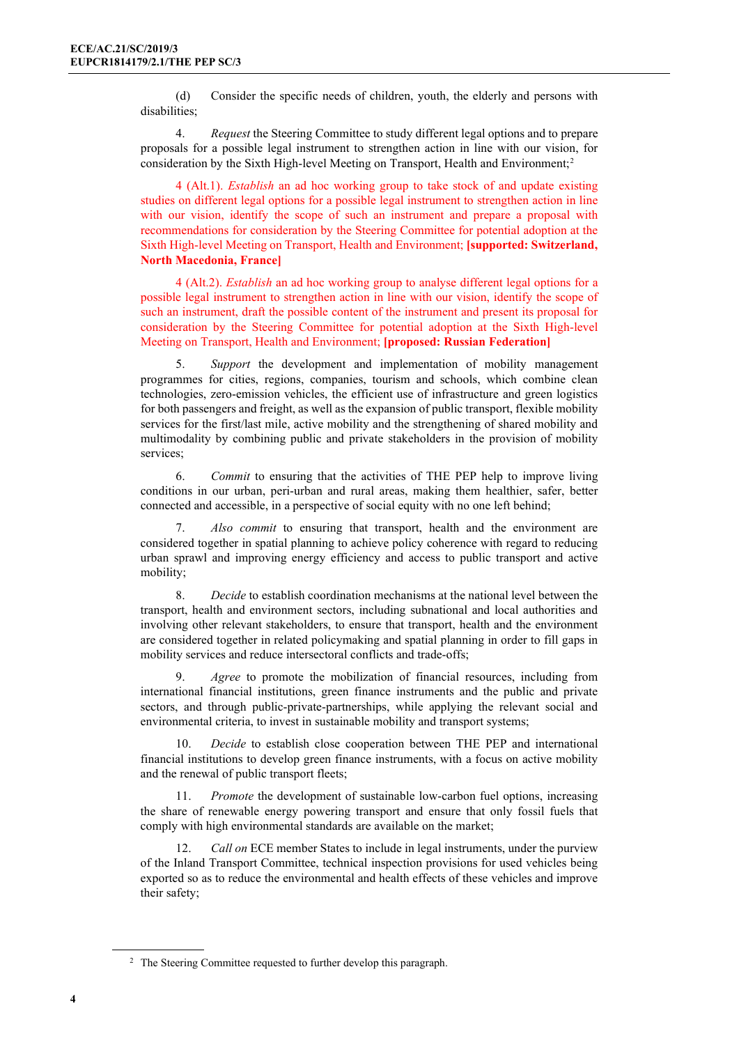(d) Consider the specific needs of children, youth, the elderly and persons with disabilities;

4. *Request* the Steering Committee to study different legal options and to prepare proposals for a possible legal instrument to strengthen action in line with our vision, for consideration by the Sixth High-level Meeting on Transport, Health and Environment;[2]

4 (Alt.1). *Establish* an ad hoc working group to take stock of and update existing studies on different legal options for a possible legal instrument to strengthen action in line with our vision, identify the scope of such an instrument and prepare a proposal with recommendations for consideration by the Steering Committee for potential adoption at the Sixth High-level Meeting on Transport, Health and Environment; **[supported: Switzerland, North Macedonia, France]**

4 (Alt.2). *Establish* an ad hoc working group to analyse different legal options for a possible legal instrument to strengthen action in line with our vision, identify the scope of such an instrument, draft the possible content of the instrument and present its proposal for consideration by the Steering Committee for potential adoption at the Sixth High-level Meeting on Transport, Health and Environment; **[proposed: Russian Federation]**

5. *Support* the development and implementation of mobility management programmes for cities, regions, companies, tourism and schools, which combine clean technologies, zero-emission vehicles, the efficient use of infrastructure and green logistics for both passengers and freight, as well as the expansion of public transport, flexible mobility services for the first/last mile, active mobility and the strengthening of shared mobility and multimodality by combining public and private stakeholders in the provision of mobility services;

6. *Commit* to ensuring that the activities of THE PEP help to improve living conditions in our urban, peri-urban and rural areas, making them healthier, safer, better connected and accessible, in a perspective of social equity with no one left behind;

7. *Also commit* to ensuring that transport, health and the environment are considered together in spatial planning to achieve policy coherence with regard to reducing urban sprawl and improving energy efficiency and access to public transport and active mobility;

8. *Decide* to establish coordination mechanisms at the national level between the transport, health and environment sectors, including subnational and local authorities and involving other relevant stakeholders, to ensure that transport, health and the environment are considered together in related policymaking and spatial planning in order to fill gaps in mobility services and reduce intersectoral conflicts and trade-offs;

9. *Agree* to promote the mobilization of financial resources, including from international financial institutions, green finance instruments and the public and private sectors, and through public-private-partnerships, while applying the relevant social and environmental criteria, to invest in sustainable mobility and transport systems;

10. *Decide* to establish close cooperation between THE PEP and international financial institutions to develop green finance instruments, with a focus on active mobility and the renewal of public transport fleets;

11. *Promote* the development of sustainable low-carbon fuel options, increasing the share of renewable energy powering transport and ensure that only fossil fuels that comply with high environmental standards are available on the market;

12. *Call on* ECE member States to include in legal instruments, under the purview of the Inland Transport Committee, technical inspection provisions for used vehicles being exported so as to reduce the environmental and health effects of these vehicles and improve their safety;

---

[2] The Steering Committee requested to further develop this paragraph.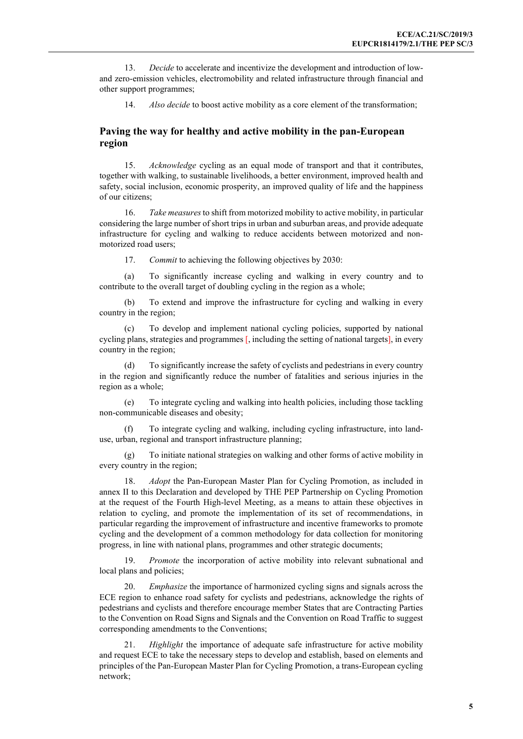13. *Decide* to accelerate and incentivize the development and introduction of low- and zero-emission vehicles, electromobility and related infrastructure through financial and other support programmes;

14. *Also decide* to boost active mobility as a core element of the transformation;

## Paving the way for healthy and active mobility in the pan-European region

15. *Acknowledge* cycling as an equal mode of transport and that it contributes, together with walking, to sustainable livelihoods, a better environment, improved health and safety, social inclusion, economic prosperity, an improved quality of life and the happiness of our citizens;

16. *Take measures* to shift from motorized mobility to active mobility, in particular considering the large number of short trips in urban and suburban areas, and provide adequate infrastructure for cycling and walking to reduce accidents between motorized and non-motorized road users;

17. *Commit* to achieving the following objectives by 2030:

(a) To significantly increase cycling and walking in every country and to contribute to the overall target of doubling cycling in the region as a whole;

(b) To extend and improve the infrastructure for cycling and walking in every country in the region;

(c) To develop and implement national cycling policies, supported by national cycling plans, strategies and programmes [, including the setting of national targets], in every country in the region;

(d) To significantly increase the safety of cyclists and pedestrians in every country in the region and significantly reduce the number of fatalities and serious injuries in the region as a whole;

(e) To integrate cycling and walking into health policies, including those tackling non-communicable diseases and obesity;

(f) To integrate cycling and walking, including cycling infrastructure, into land-use, urban, regional and transport infrastructure planning;

(g) To initiate national strategies on walking and other forms of active mobility in every country in the region;

18. *Adopt* the Pan-European Master Plan for Cycling Promotion, as included in annex II to this Declaration and developed by THE PEP Partnership on Cycling Promotion at the request of the Fourth High-level Meeting, as a means to attain these objectives in relation to cycling, and promote the implementation of its set of recommendations, in particular regarding the improvement of infrastructure and incentive frameworks to promote cycling and the development of a common methodology for data collection for monitoring progress, in line with national plans, programmes and other strategic documents;

19. *Promote* the incorporation of active mobility into relevant subnational and local plans and policies;

20. *Emphasize* the importance of harmonized cycling signs and signals across the ECE region to enhance road safety for cyclists and pedestrians, acknowledge the rights of pedestrians and cyclists and therefore encourage member States that are Contracting Parties to the Convention on Road Signs and Signals and the Convention on Road Traffic to suggest corresponding amendments to the Conventions;

21. *Highlight* the importance of adequate safe infrastructure for active mobility and request ECE to take the necessary steps to develop and establish, based on elements and principles of the Pan-European Master Plan for Cycling Promotion, a trans-European cycling network;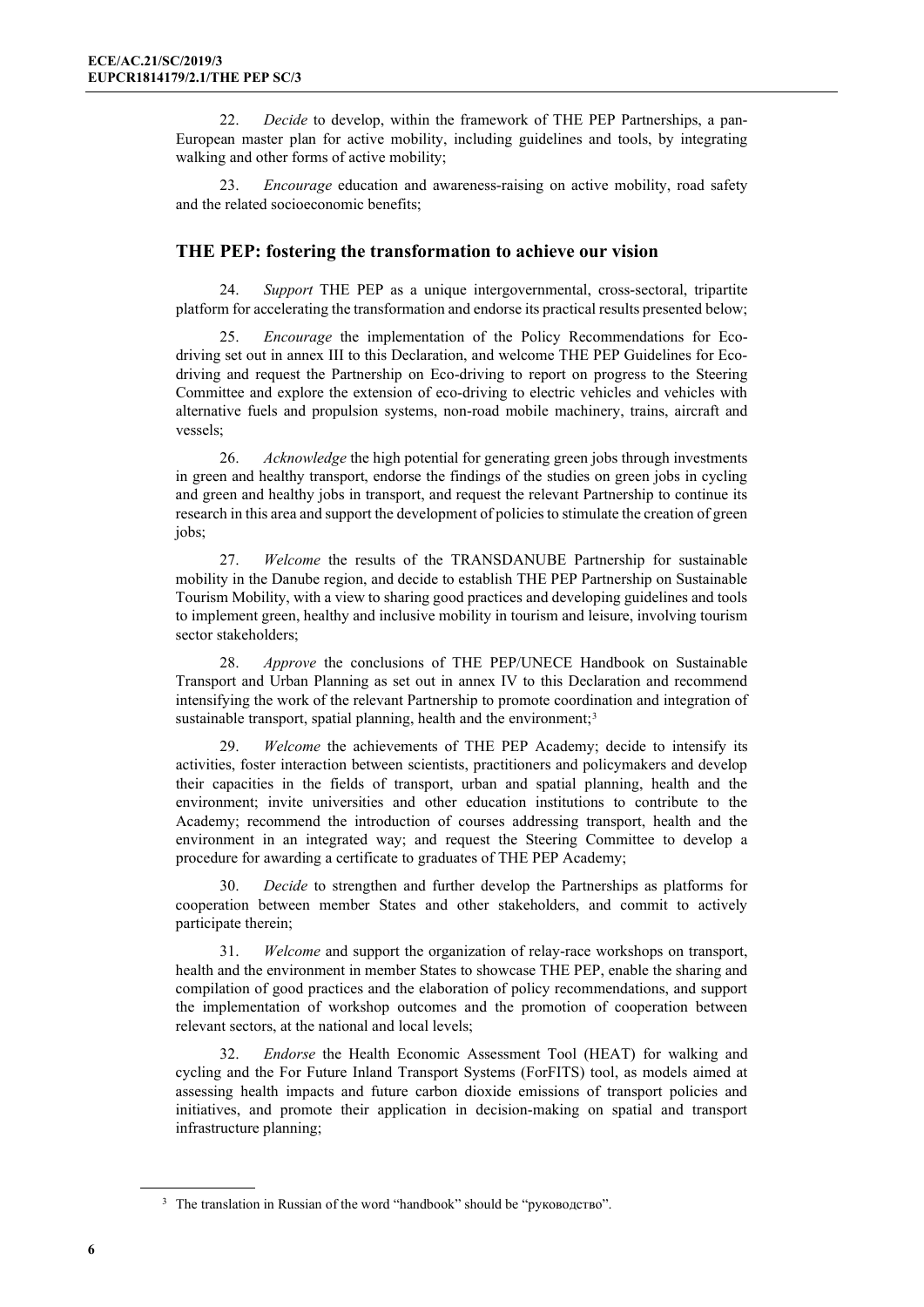22. *Decide* to develop, within the framework of THE PEP Partnerships, a pan-European master plan for active mobility, including guidelines and tools, by integrating walking and other forms of active mobility;

23. *Encourage* education and awareness-raising on active mobility, road safety and the related socioeconomic benefits;

## THE PEP: fostering the transformation to achieve our vision

24. *Support* THE PEP as a unique intergovernmental, cross-sectoral, tripartite platform for accelerating the transformation and endorse its practical results presented below;

25. *Encourage* the implementation of the Policy Recommendations for Eco-driving set out in annex III to this Declaration, and welcome THE PEP Guidelines for Eco-driving and request the Partnership on Eco-driving to report on progress to the Steering Committee and explore the extension of eco-driving to electric vehicles and vehicles with alternative fuels and propulsion systems, non-road mobile machinery, trains, aircraft and vessels;

26. *Acknowledge* the high potential for generating green jobs through investments in green and healthy transport, endorse the findings of the studies on green jobs in cycling and green and healthy jobs in transport, and request the relevant Partnership to continue its research in this area and support the development of policies to stimulate the creation of green jobs;

27. *Welcome* the results of the TRANSDANUBE Partnership for sustainable mobility in the Danube region, and decide to establish THE PEP Partnership on Sustainable Tourism Mobility, with a view to sharing good practices and developing guidelines and tools to implement green, healthy and inclusive mobility in tourism and leisure, involving tourism sector stakeholders;

28. *Approve* the conclusions of THE PEP/UNECE Handbook on Sustainable Transport and Urban Planning as set out in annex IV to this Declaration and recommend intensifying the work of the relevant Partnership to promote coordination and integration of sustainable transport, spatial planning, health and the environment;[3]

29. *Welcome* the achievements of THE PEP Academy; decide to intensify its activities, foster interaction between scientists, practitioners and policymakers and develop their capacities in the fields of transport, urban and spatial planning, health and the environment; invite universities and other education institutions to contribute to the Academy; recommend the introduction of courses addressing transport, health and the environment in an integrated way; and request the Steering Committee to develop a procedure for awarding a certificate to graduates of THE PEP Academy;

30. *Decide* to strengthen and further develop the Partnerships as platforms for cooperation between member States and other stakeholders, and commit to actively participate therein;

31. *Welcome* and support the organization of relay-race workshops on transport, health and the environment in member States to showcase THE PEP, enable the sharing and compilation of good practices and the elaboration of policy recommendations, and support the implementation of workshop outcomes and the promotion of cooperation between relevant sectors, at the national and local levels;

32. *Endorse* the Health Economic Assessment Tool (HEAT) for walking and cycling and the For Future Inland Transport Systems (ForFITS) tool, as models aimed at assessing health impacts and future carbon dioxide emissions of transport policies and initiatives, and promote their application in decision-making on spatial and transport infrastructure planning;

[3] The translation in Russian of the word "handbook" should be "руководство".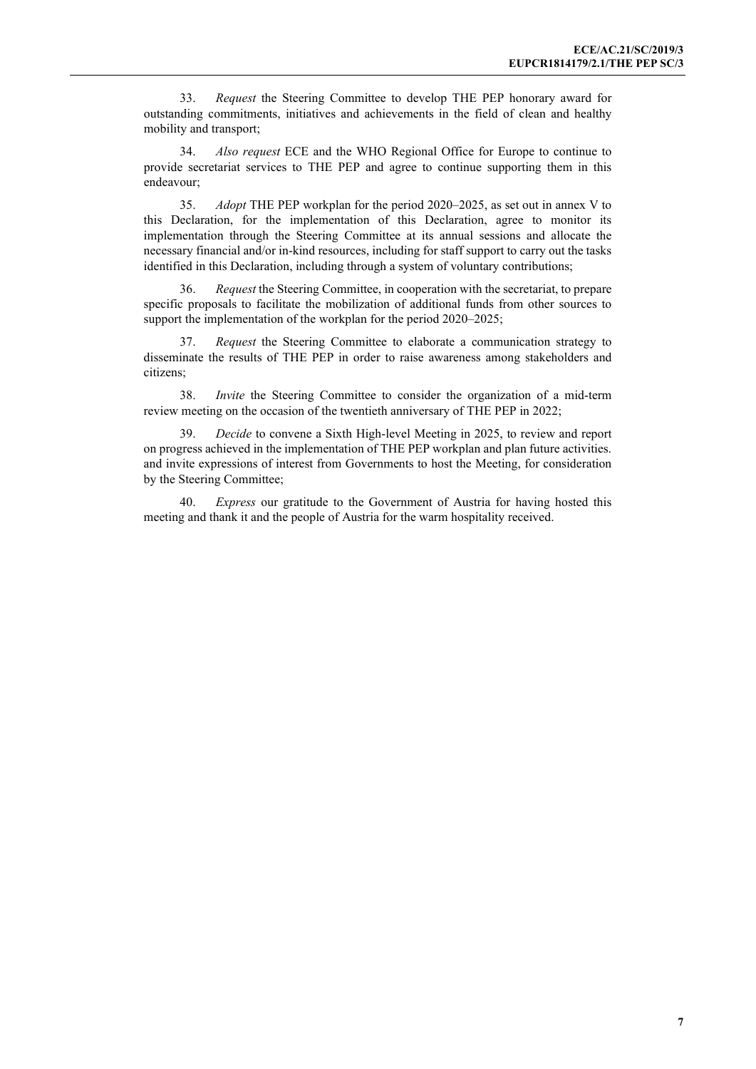33. *Request* the Steering Committee to develop THE PEP honorary award for outstanding commitments, initiatives and achievements in the field of clean and healthy mobility and transport;

34. *Also request* ECE and the WHO Regional Office for Europe to continue to provide secretariat services to THE PEP and agree to continue supporting them in this endeavour;

35. *Adopt* THE PEP workplan for the period 2020–2025, as set out in annex V to this Declaration, for the implementation of this Declaration, agree to monitor its implementation through the Steering Committee at its annual sessions and allocate the necessary financial and/or in-kind resources, including for staff support to carry out the tasks identified in this Declaration, including through a system of voluntary contributions;

36. *Request* the Steering Committee, in cooperation with the secretariat, to prepare specific proposals to facilitate the mobilization of additional funds from other sources to support the implementation of the workplan for the period 2020–2025;

37. *Request* the Steering Committee to elaborate a communication strategy to disseminate the results of THE PEP in order to raise awareness among stakeholders and citizens;

38. *Invite* the Steering Committee to consider the organization of a mid-term review meeting on the occasion of the twentieth anniversary of THE PEP in 2022;

39. *Decide* to convene a Sixth High-level Meeting in 2025, to review and report on progress achieved in the implementation of THE PEP workplan and plan future activities. and invite expressions of interest from Governments to host the Meeting, for consideration by the Steering Committee;

40. *Express* our gratitude to the Government of Austria for having hosted this meeting and thank it and the people of Austria for the warm hospitality received.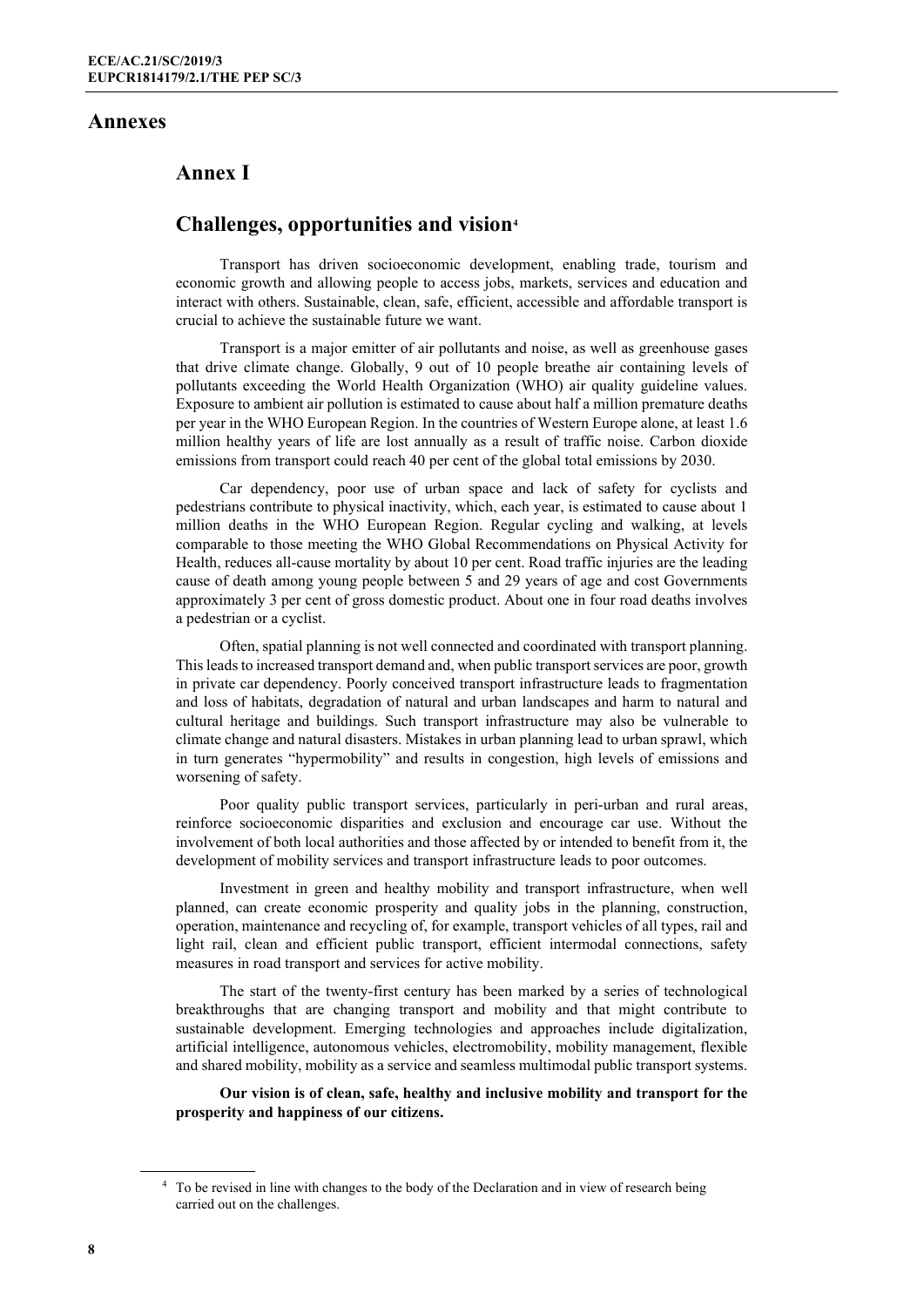# Annexes

## Annex I

## Challenges, opportunities and vision[4]

Transport has driven socioeconomic development, enabling trade, tourism and economic growth and allowing people to access jobs, markets, services and education and interact with others. Sustainable, clean, safe, efficient, accessible and affordable transport is crucial to achieve the sustainable future we want.

Transport is a major emitter of air pollutants and noise, as well as greenhouse gases that drive climate change. Globally, 9 out of 10 people breathe air containing levels of pollutants exceeding the World Health Organization (WHO) air quality guideline values. Exposure to ambient air pollution is estimated to cause about half a million premature deaths per year in the WHO European Region. In the countries of Western Europe alone, at least 1.6 million healthy years of life are lost annually as a result of traffic noise. Carbon dioxide emissions from transport could reach 40 per cent of the global total emissions by 2030.

Car dependency, poor use of urban space and lack of safety for cyclists and pedestrians contribute to physical inactivity, which, each year, is estimated to cause about 1 million deaths in the WHO European Region. Regular cycling and walking, at levels comparable to those meeting the WHO Global Recommendations on Physical Activity for Health, reduces all-cause mortality by about 10 per cent. Road traffic injuries are the leading cause of death among young people between 5 and 29 years of age and cost Governments approximately 3 per cent of gross domestic product. About one in four road deaths involves a pedestrian or a cyclist.

Often, spatial planning is not well connected and coordinated with transport planning. This leads to increased transport demand and, when public transport services are poor, growth in private car dependency. Poorly conceived transport infrastructure leads to fragmentation and loss of habitats, degradation of natural and urban landscapes and harm to natural and cultural heritage and buildings. Such transport infrastructure may also be vulnerable to climate change and natural disasters. Mistakes in urban planning lead to urban sprawl, which in turn generates "hypermobility" and results in congestion, high levels of emissions and worsening of safety.

Poor quality public transport services, particularly in peri-urban and rural areas, reinforce socioeconomic disparities and exclusion and encourage car use. Without the involvement of both local authorities and those affected by or intended to benefit from it, the development of mobility services and transport infrastructure leads to poor outcomes.

Investment in green and healthy mobility and transport infrastructure, when well planned, can create economic prosperity and quality jobs in the planning, construction, operation, maintenance and recycling of, for example, transport vehicles of all types, rail and light rail, clean and efficient public transport, efficient intermodal connections, safety measures in road transport and services for active mobility.

The start of the twenty-first century has been marked by a series of technological breakthroughs that are changing transport and mobility and that might contribute to sustainable development. Emerging technologies and approaches include digitalization, artificial intelligence, autonomous vehicles, electromobility, mobility management, flexible and shared mobility, mobility as a service and seamless multimodal public transport systems.

**Our vision is of clean, safe, healthy and inclusive mobility and transport for the prosperity and happiness of our citizens.**

[4] To be revised in line with changes to the body of the Declaration and in view of research being carried out on the challenges.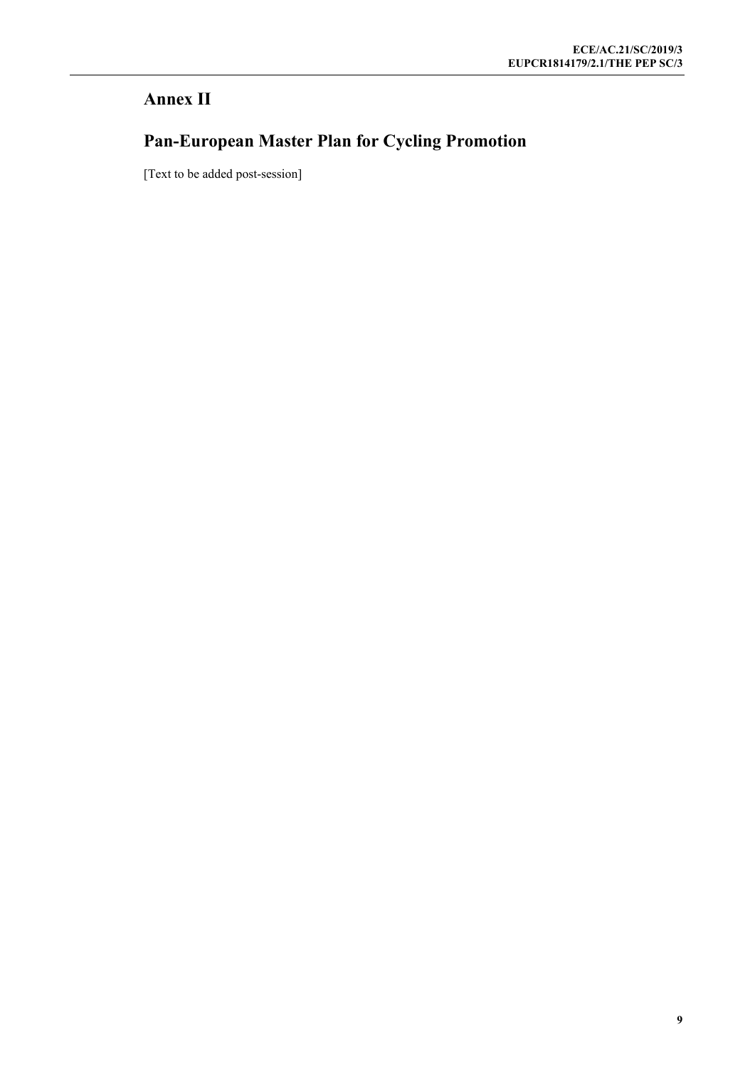# Annex II

# Pan-European Master Plan for Cycling Promotion

[Text to be added post-session]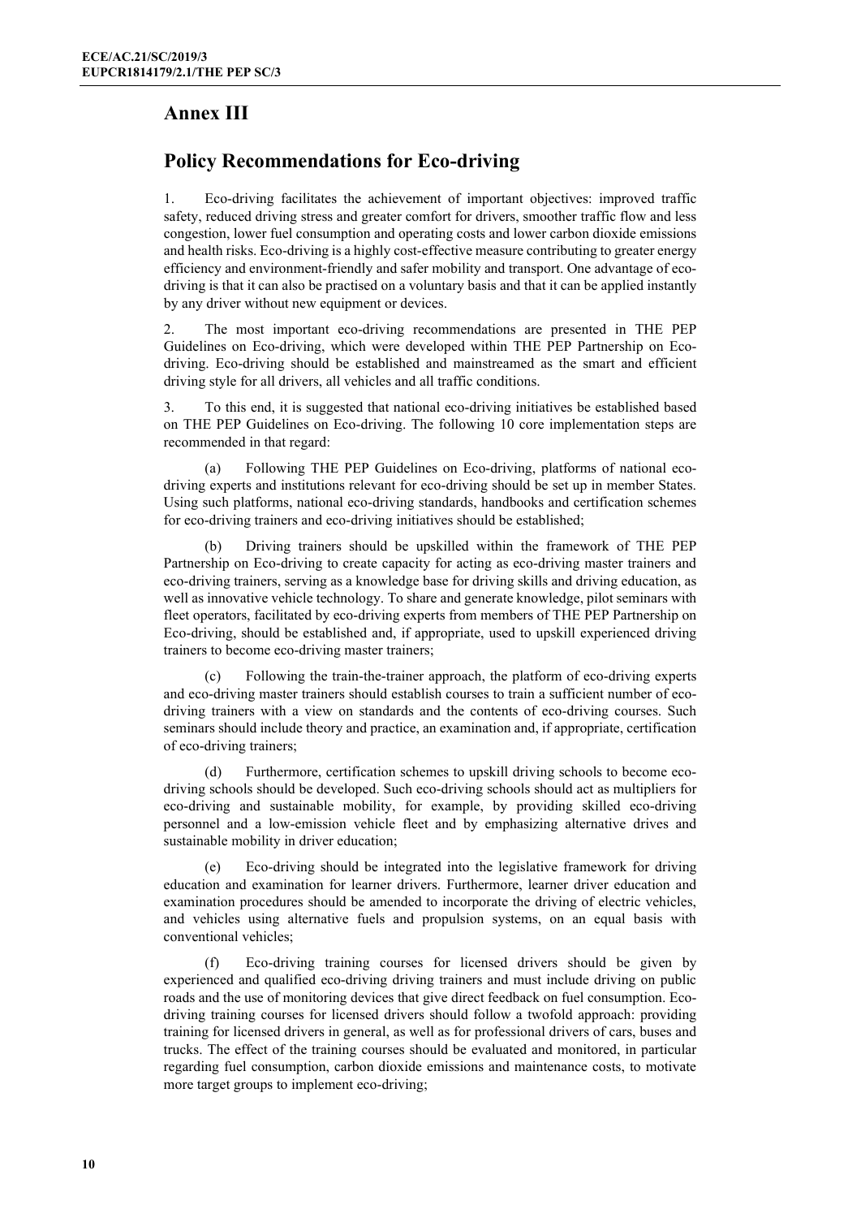# Annex III

## Policy Recommendations for Eco-driving

1. Eco-driving facilitates the achievement of important objectives: improved traffic safety, reduced driving stress and greater comfort for drivers, smoother traffic flow and less congestion, lower fuel consumption and operating costs and lower carbon dioxide emissions and health risks. Eco-driving is a highly cost-effective measure contributing to greater energy efficiency and environment-friendly and safer mobility and transport. One advantage of eco-driving is that it can also be practised on a voluntary basis and that it can be applied instantly by any driver without new equipment or devices.

2. The most important eco-driving recommendations are presented in THE PEP Guidelines on Eco-driving, which were developed within THE PEP Partnership on Eco-driving. Eco-driving should be established and mainstreamed as the smart and efficient driving style for all drivers, all vehicles and all traffic conditions.

3. To this end, it is suggested that national eco-driving initiatives be established based on THE PEP Guidelines on Eco-driving. The following 10 core implementation steps are recommended in that regard:

(a) Following THE PEP Guidelines on Eco-driving, platforms of national eco-driving experts and institutions relevant for eco-driving should be set up in member States. Using such platforms, national eco-driving standards, handbooks and certification schemes for eco-driving trainers and eco-driving initiatives should be established;

(b) Driving trainers should be upskilled within the framework of THE PEP Partnership on Eco-driving to create capacity for acting as eco-driving master trainers and eco-driving trainers, serving as a knowledge base for driving skills and driving education, as well as innovative vehicle technology. To share and generate knowledge, pilot seminars with fleet operators, facilitated by eco-driving experts from members of THE PEP Partnership on Eco-driving, should be established and, if appropriate, used to upskill experienced driving trainers to become eco-driving master trainers;

(c) Following the train-the-trainer approach, the platform of eco-driving experts and eco-driving master trainers should establish courses to train a sufficient number of eco-driving trainers with a view on standards and the contents of eco-driving courses. Such seminars should include theory and practice, an examination and, if appropriate, certification of eco-driving trainers;

(d) Furthermore, certification schemes to upskill driving schools to become eco-driving schools should be developed. Such eco-driving schools should act as multipliers for eco-driving and sustainable mobility, for example, by providing skilled eco-driving personnel and a low-emission vehicle fleet and by emphasizing alternative drives and sustainable mobility in driver education;

(e) Eco-driving should be integrated into the legislative framework for driving education and examination for learner drivers. Furthermore, learner driver education and examination procedures should be amended to incorporate the driving of electric vehicles, and vehicles using alternative fuels and propulsion systems, on an equal basis with conventional vehicles;

(f) Eco-driving training courses for licensed drivers should be given by experienced and qualified eco-driving driving trainers and must include driving on public roads and the use of monitoring devices that give direct feedback on fuel consumption. Eco-driving training courses for licensed drivers should follow a twofold approach: providing training for licensed drivers in general, as well as for professional drivers of cars, buses and trucks. The effect of the training courses should be evaluated and monitored, in particular regarding fuel consumption, carbon dioxide emissions and maintenance costs, to motivate more target groups to implement eco-driving;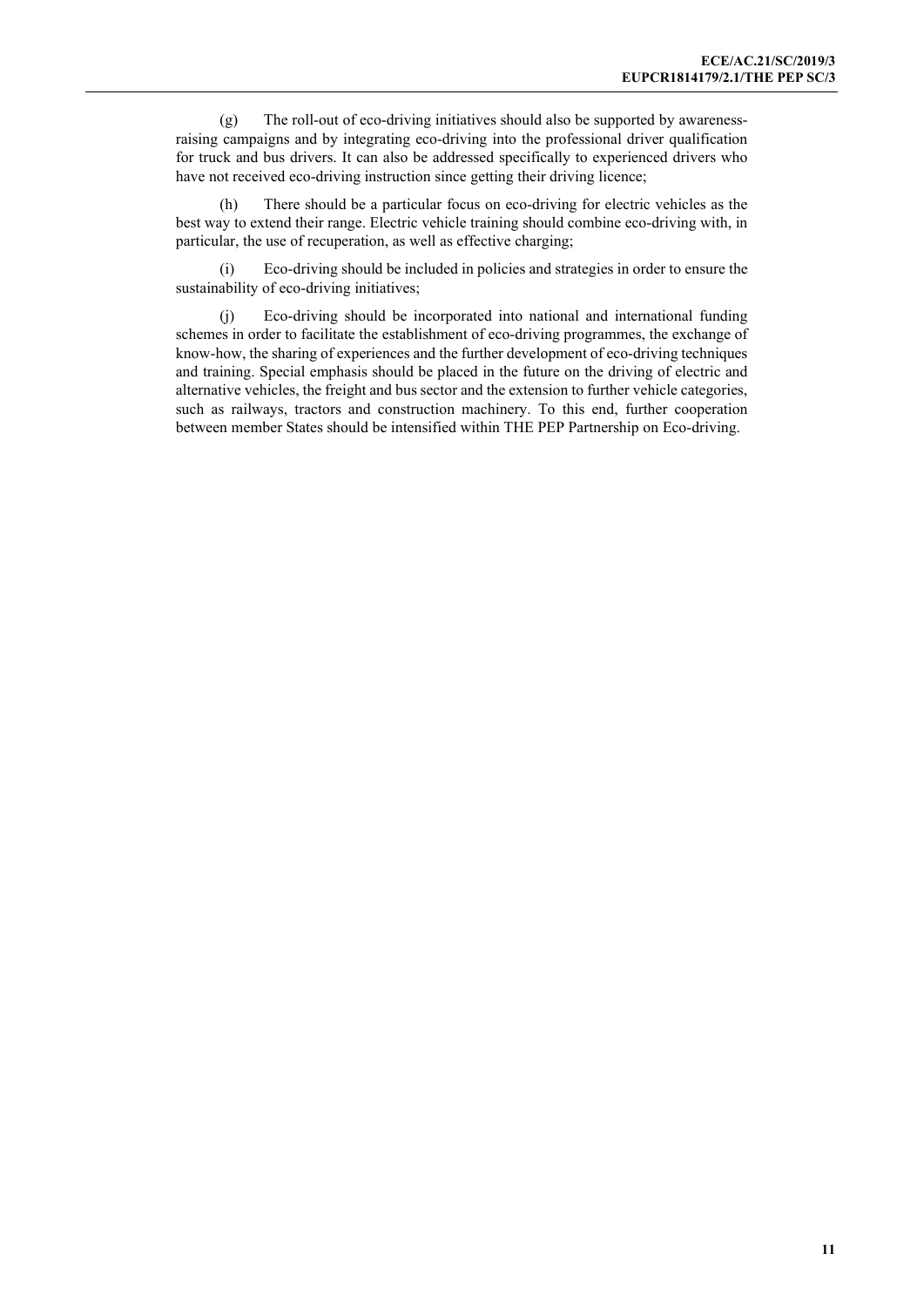(g) The roll-out of eco-driving initiatives should also be supported by awareness-raising campaigns and by integrating eco-driving into the professional driver qualification for truck and bus drivers. It can also be addressed specifically to experienced drivers who have not received eco-driving instruction since getting their driving licence;

(h) There should be a particular focus on eco-driving for electric vehicles as the best way to extend their range. Electric vehicle training should combine eco-driving with, in particular, the use of recuperation, as well as effective charging;

(i) Eco-driving should be included in policies and strategies in order to ensure the sustainability of eco-driving initiatives;

(j) Eco-driving should be incorporated into national and international funding schemes in order to facilitate the establishment of eco-driving programmes, the exchange of know-how, the sharing of experiences and the further development of eco-driving techniques and training. Special emphasis should be placed in the future on the driving of electric and alternative vehicles, the freight and bus sector and the extension to further vehicle categories, such as railways, tractors and construction machinery. To this end, further cooperation between member States should be intensified within THE PEP Partnership on Eco-driving.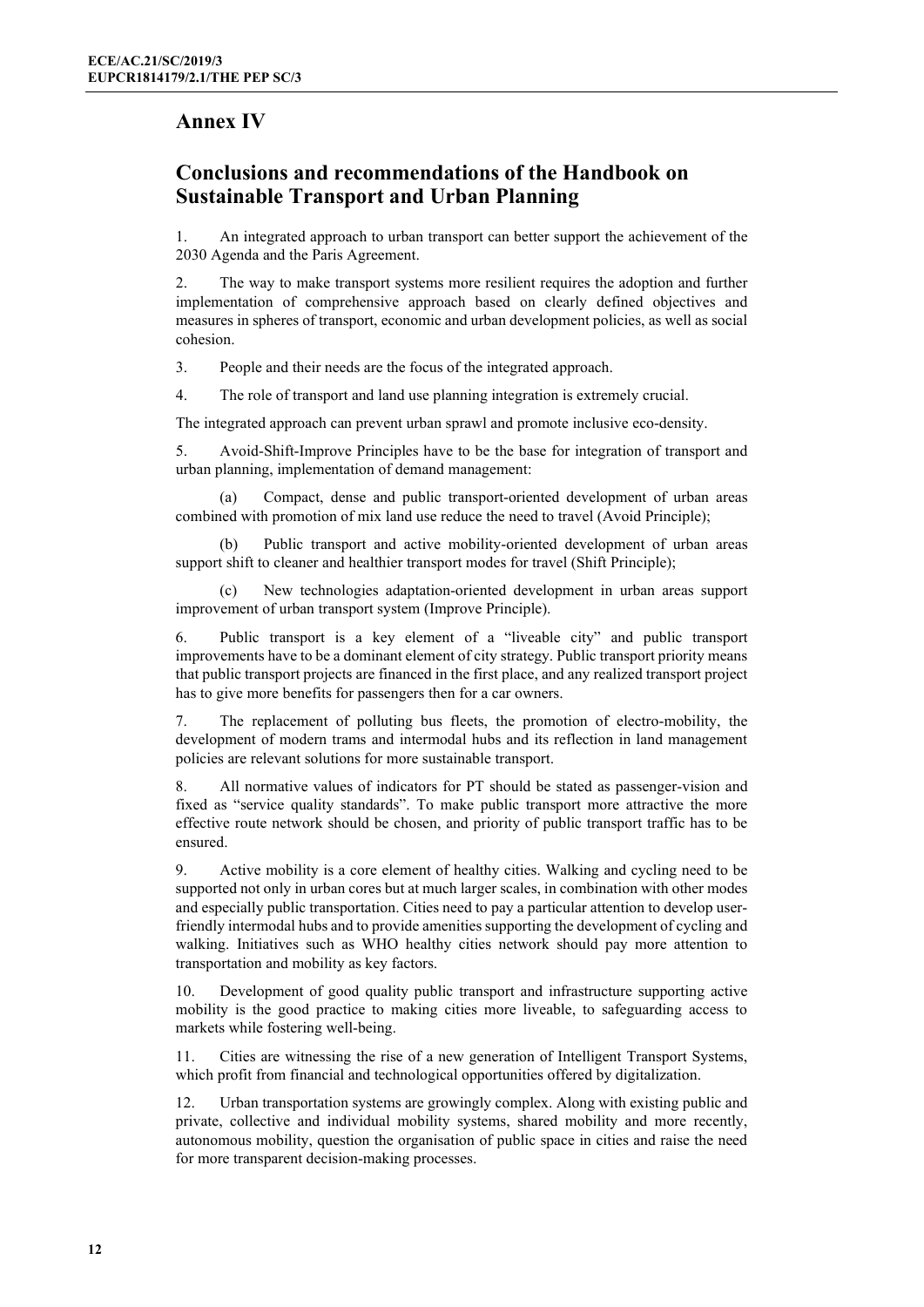# Annex IV

## Conclusions and recommendations of the Handbook on Sustainable Transport and Urban Planning

1. An integrated approach to urban transport can better support the achievement of the 2030 Agenda and the Paris Agreement.

2. The way to make transport systems more resilient requires the adoption and further implementation of comprehensive approach based on clearly defined objectives and measures in spheres of transport, economic and urban development policies, as well as social cohesion.

3. People and their needs are the focus of the integrated approach.

4. The role of transport and land use planning integration is extremely crucial.

The integrated approach can prevent urban sprawl and promote inclusive eco-density.

5. Avoid-Shift-Improve Principles have to be the base for integration of transport and urban planning, implementation of demand management:

(a) Compact, dense and public transport-oriented development of urban areas combined with promotion of mix land use reduce the need to travel (Avoid Principle);

(b) Public transport and active mobility-oriented development of urban areas support shift to cleaner and healthier transport modes for travel (Shift Principle);

(c) New technologies adaptation-oriented development in urban areas support improvement of urban transport system (Improve Principle).

6. Public transport is a key element of a "liveable city" and public transport improvements have to be a dominant element of city strategy. Public transport priority means that public transport projects are financed in the first place, and any realized transport project has to give more benefits for passengers then for a car owners.

7. The replacement of polluting bus fleets, the promotion of electro-mobility, the development of modern trams and intermodal hubs and its reflection in land management policies are relevant solutions for more sustainable transport.

8. All normative values of indicators for PT should be stated as passenger-vision and fixed as "service quality standards". To make public transport more attractive the more effective route network should be chosen, and priority of public transport traffic has to be ensured.

9. Active mobility is a core element of healthy cities. Walking and cycling need to be supported not only in urban cores but at much larger scales, in combination with other modes and especially public transportation. Cities need to pay a particular attention to develop user-friendly intermodal hubs and to provide amenities supporting the development of cycling and walking. Initiatives such as WHO healthy cities network should pay more attention to transportation and mobility as key factors.

10. Development of good quality public transport and infrastructure supporting active mobility is the good practice to making cities more liveable, to safeguarding access to markets while fostering well-being.

11. Cities are witnessing the rise of a new generation of Intelligent Transport Systems, which profit from financial and technological opportunities offered by digitalization.

12. Urban transportation systems are growingly complex. Along with existing public and private, collective and individual mobility systems, shared mobility and more recently, autonomous mobility, question the organisation of public space in cities and raise the need for more transparent decision-making processes.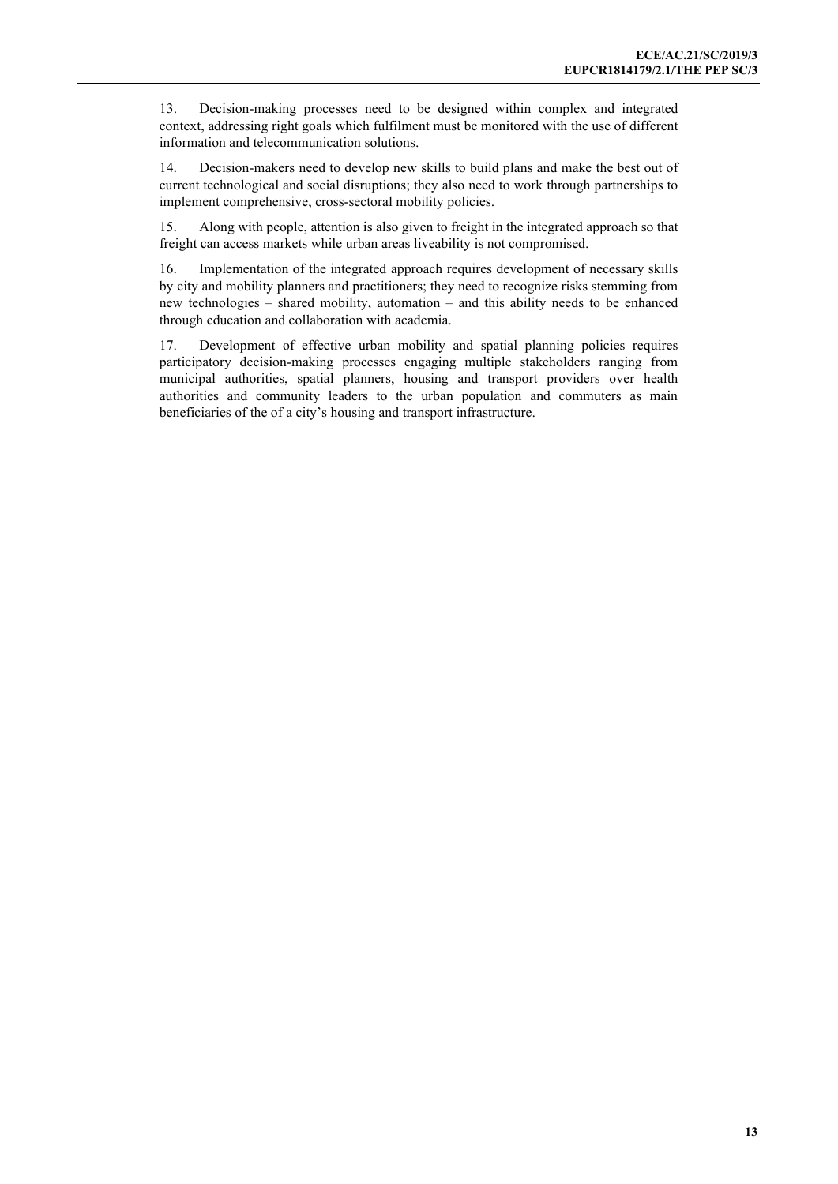13. Decision-making processes need to be designed within complex and integrated context, addressing right goals which fulfilment must be monitored with the use of different information and telecommunication solutions.

14. Decision-makers need to develop new skills to build plans and make the best out of current technological and social disruptions; they also need to work through partnerships to implement comprehensive, cross-sectoral mobility policies.

15. Along with people, attention is also given to freight in the integrated approach so that freight can access markets while urban areas liveability is not compromised.

16. Implementation of the integrated approach requires development of necessary skills by city and mobility planners and practitioners; they need to recognize risks stemming from new technologies – shared mobility, automation – and this ability needs to be enhanced through education and collaboration with academia.

17. Development of effective urban mobility and spatial planning policies requires participatory decision-making processes engaging multiple stakeholders ranging from municipal authorities, spatial planners, housing and transport providers over health authorities and community leaders to the urban population and commuters as main beneficiaries of the of a city's housing and transport infrastructure.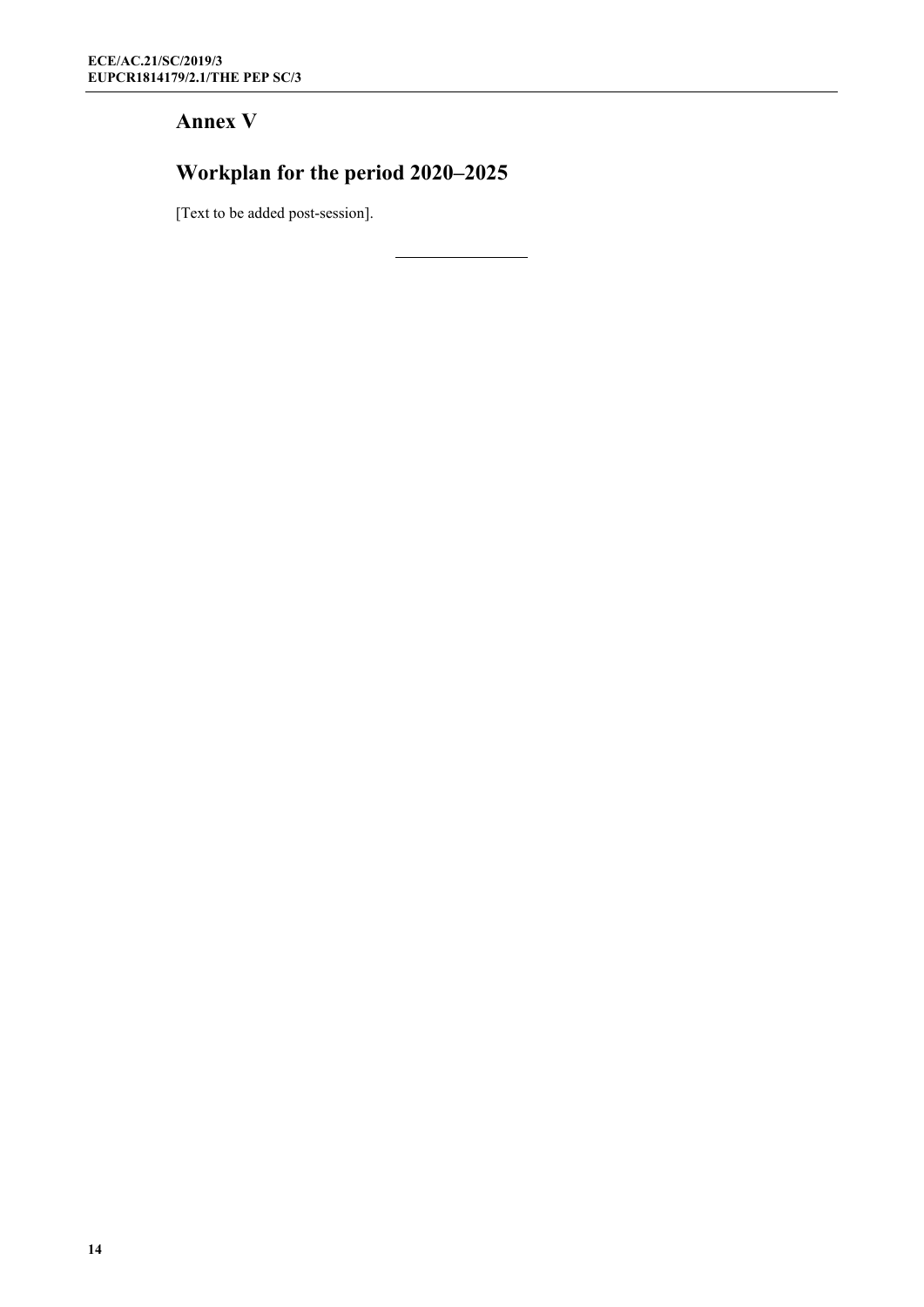# Annex V

# Workplan for the period 2020–2025

[Text to be added post-session].